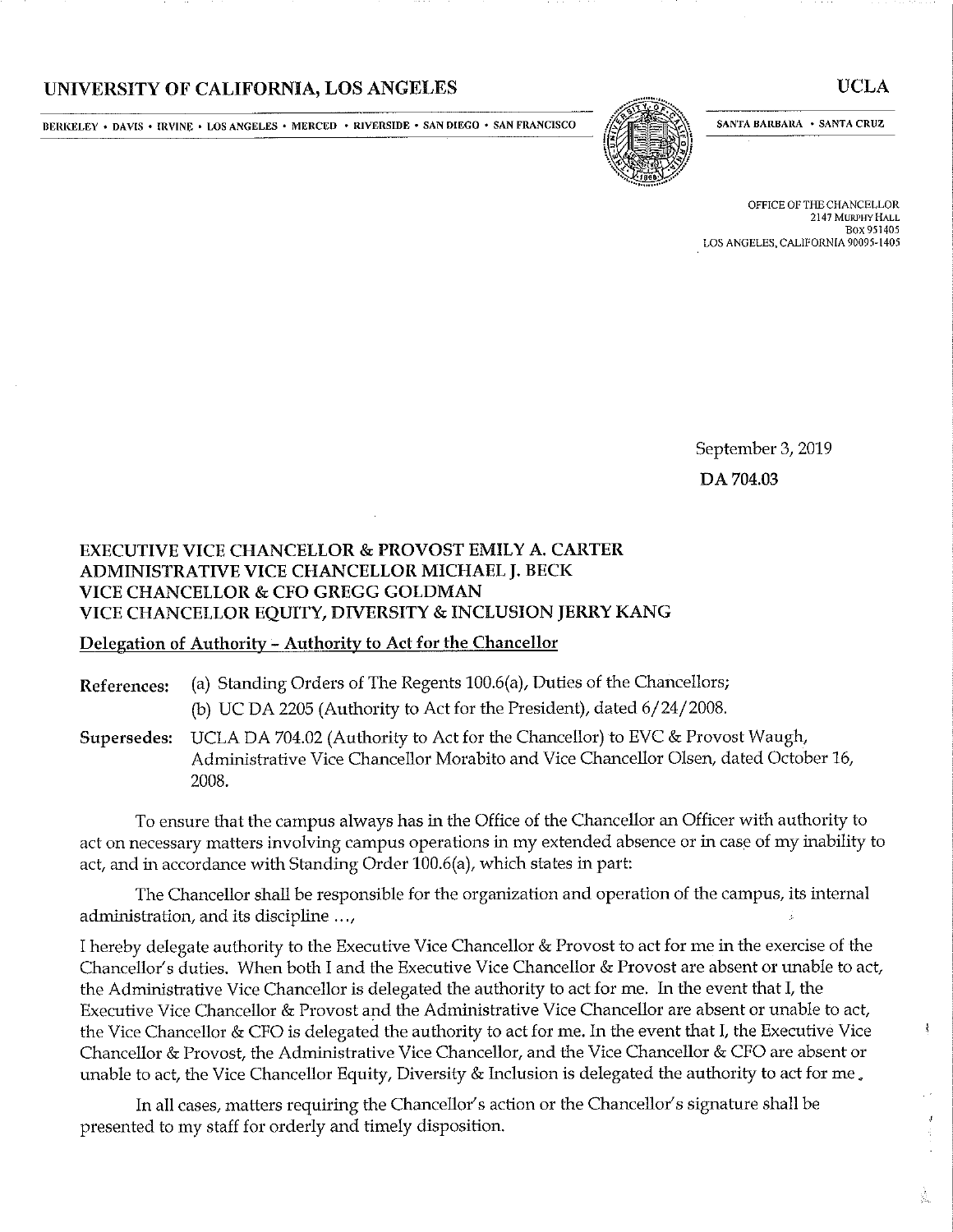# UNIVERSITY OF CALIFORNIA, LOS ANGELES

UCLA

BERKELEY • DAVIS • IRVINE • LOS ANGELES • MERCED • RIVERSIDE • SAN DIEGO • SAN FRANCISCO

SANTA BARBARA • SANTA CRUZ

OFFICE OF THE CHANCELLOR
2147 MURPHY HALL
BOX 951405
LOS ANGELES, CALIFORNIA 90095-1405

September 3, 2019

**DA 704.03**

**EXECUTIVE VICE CHANCELLOR & PROVOST EMILY A. CARTER**
**ADMINISTRATIVE VICE CHANCELLOR MICHAEL J. BECK**
**VICE CHANCELLOR & CFO GREGG GOLDMAN**
**VICE CHANCELLOR EQUITY, DIVERSITY & INCLUSION JERRY KANG**

**Delegation of Authority – Authority to Act for the Chancellor**

**References:** (a) Standing Orders of The Regents 100.6(a), Duties of the Chancellors;
(b) UC DA 2205 (Authority to Act for the President), dated 6/24/2008.

**Supersedes:** UCLA DA 704.02 (Authority to Act for the Chancellor) to EVC & Provost Waugh, Administrative Vice Chancellor Morabito and Vice Chancellor Olsen, dated October 16, 2008.

To ensure that the campus always has in the Office of the Chancellor an Officer with authority to act on necessary matters involving campus operations in my extended absence or in case of my inability to act, and in accordance with Standing Order 100.6(a), which states in part:

The Chancellor shall be responsible for the organization and operation of the campus, its internal administration, and its discipline ...,

I hereby delegate authority to the Executive Vice Chancellor & Provost to act for me in the exercise of the Chancellor's duties. When both I and the Executive Vice Chancellor & Provost are absent or unable to act, the Administrative Vice Chancellor is delegated the authority to act for me. In the event that I, the Executive Vice Chancellor & Provost and the Administrative Vice Chancellor are absent or unable to act, the Vice Chancellor & CFO is delegated the authority to act for me. In the event that I, the Executive Vice Chancellor & Provost, the Administrative Vice Chancellor, and the Vice Chancellor & CFO are absent or unable to act, the Vice Chancellor Equity, Diversity & Inclusion is delegated the authority to act for me.

In all cases, matters requiring the Chancellor's action or the Chancellor's signature shall be presented to my staff for orderly and timely disposition.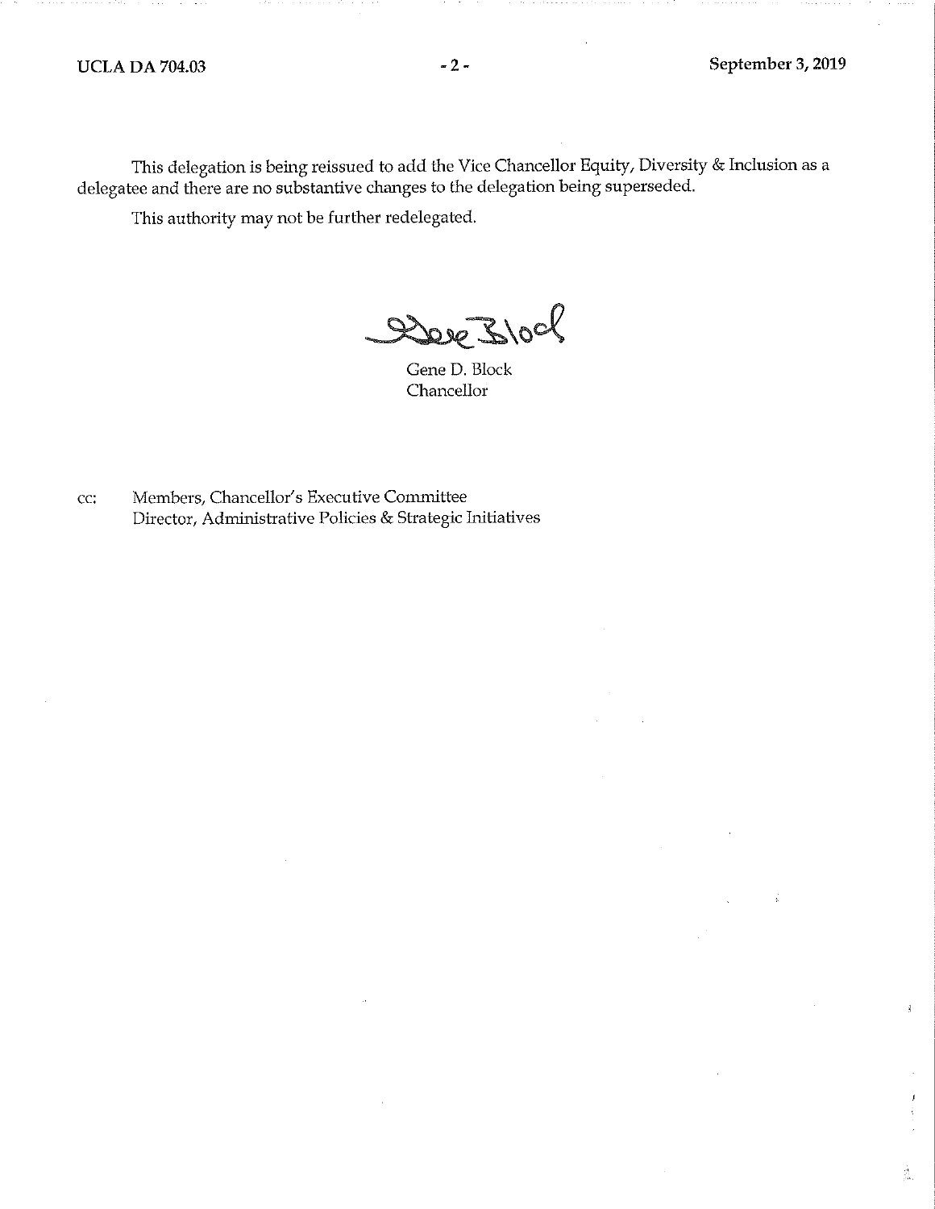This delegation is being reissued to add the Vice Chancellor Equity, Diversity & Inclusion as a delegatee and there are no substantive changes to the delegation being superseded.

This authority may not be further redelegated.

Gene D. Block
Chancellor

cc: Members, Chancellor's Executive Committee
Director, Administrative Policies & Strategic Initiatives